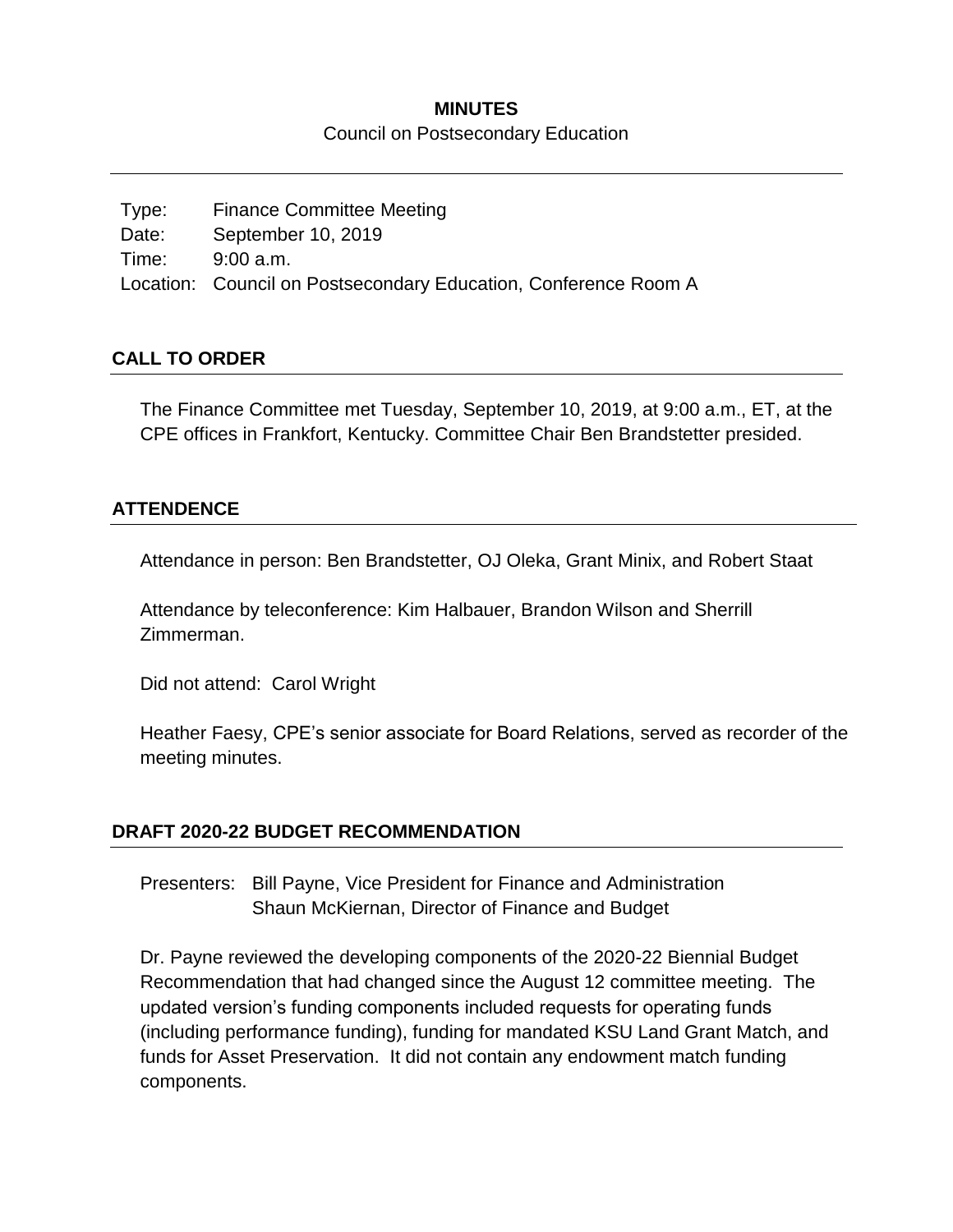# MINUTES

Council on Postsecondary Education

Type: Finance Committee Meeting
Date: September 10, 2019
Time: 9:00 a.m.
Location: Council on Postsecondary Education, Conference Room A

## CALL TO ORDER

The Finance Committee met Tuesday, September 10, 2019, at 9:00 a.m., ET, at the CPE offices in Frankfort, Kentucky. Committee Chair Ben Brandstetter presided.

## ATTENDENCE

Attendance in person: Ben Brandstetter, OJ Oleka, Grant Minix, and Robert Staat

Attendance by teleconference: Kim Halbauer, Brandon Wilson and Sherrill Zimmerman.

Did not attend: Carol Wright

Heather Faesy, CPE's senior associate for Board Relations, served as recorder of the meeting minutes.

## DRAFT 2020-22 BUDGET RECOMMENDATION

Presenters: Bill Payne, Vice President for Finance and Administration
Shaun McKiernan, Director of Finance and Budget

Dr. Payne reviewed the developing components of the 2020-22 Biennial Budget Recommendation that had changed since the August 12 committee meeting. The updated version's funding components included requests for operating funds (including performance funding), funding for mandated KSU Land Grant Match, and funds for Asset Preservation. It did not contain any endowment match funding components.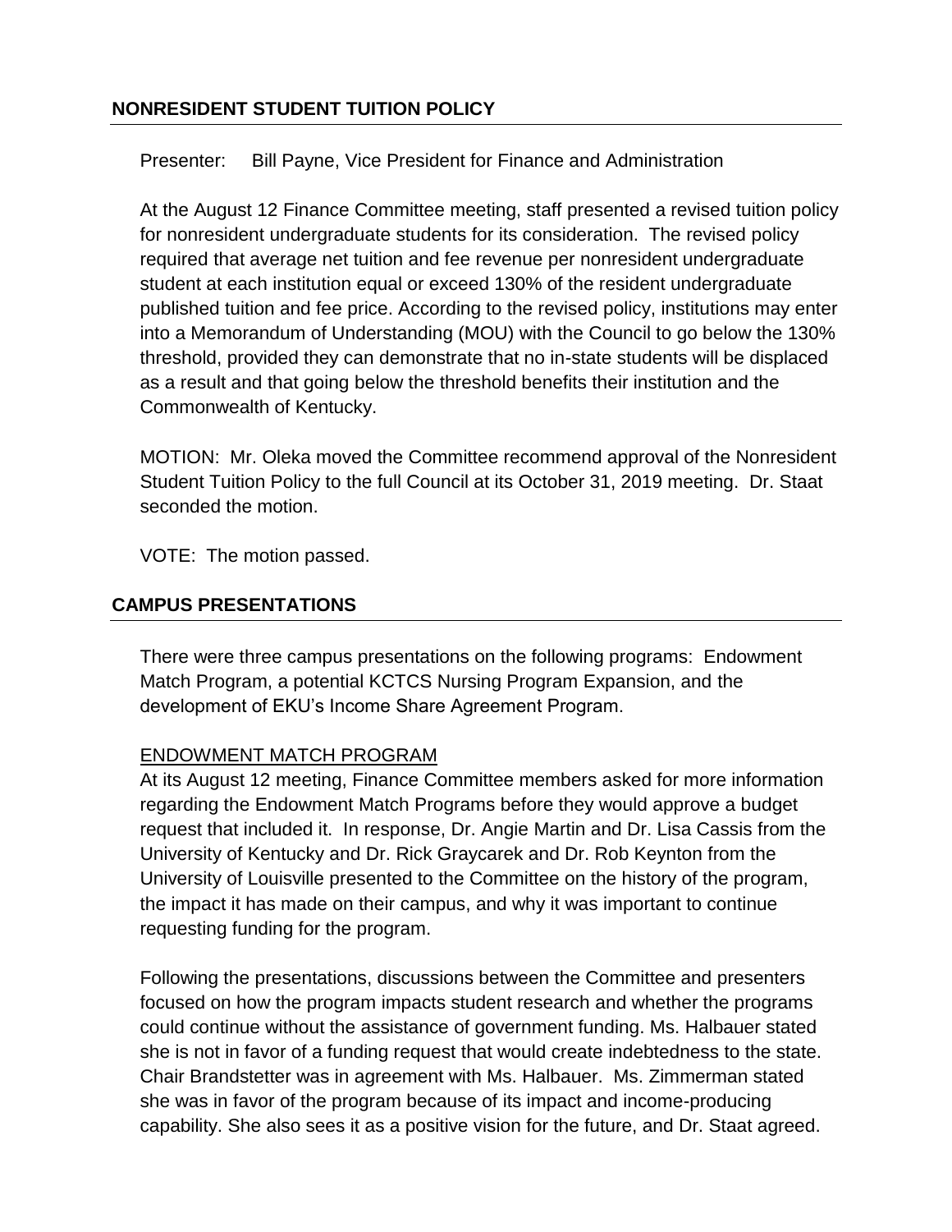## NONRESIDENT STUDENT TUITION POLICY

Presenter: Bill Payne, Vice President for Finance and Administration

At the August 12 Finance Committee meeting, staff presented a revised tuition policy for nonresident undergraduate students for its consideration. The revised policy required that average net tuition and fee revenue per nonresident undergraduate student at each institution equal or exceed 130% of the resident undergraduate published tuition and fee price. According to the revised policy, institutions may enter into a Memorandum of Understanding (MOU) with the Council to go below the 130% threshold, provided they can demonstrate that no in-state students will be displaced as a result and that going below the threshold benefits their institution and the Commonwealth of Kentucky.

MOTION: Mr. Oleka moved the Committee recommend approval of the Nonresident Student Tuition Policy to the full Council at its October 31, 2019 meeting. Dr. Staat seconded the motion.

VOTE: The motion passed.

## CAMPUS PRESENTATIONS

There were three campus presentations on the following programs: Endowment Match Program, a potential KCTCS Nursing Program Expansion, and the development of EKU's Income Share Agreement Program.

### ENDOWMENT MATCH PROGRAM

At its August 12 meeting, Finance Committee members asked for more information regarding the Endowment Match Programs before they would approve a budget request that included it. In response, Dr. Angie Martin and Dr. Lisa Cassis from the University of Kentucky and Dr. Rick Graycarek and Dr. Rob Keynton from the University of Louisville presented to the Committee on the history of the program, the impact it has made on their campus, and why it was important to continue requesting funding for the program.

Following the presentations, discussions between the Committee and presenters focused on how the program impacts student research and whether the programs could continue without the assistance of government funding. Ms. Halbauer stated she is not in favor of a funding request that would create indebtedness to the state. Chair Brandstetter was in agreement with Ms. Halbauer. Ms. Zimmerman stated she was in favor of the program because of its impact and income-producing capability. She also sees it as a positive vision for the future, and Dr. Staat agreed.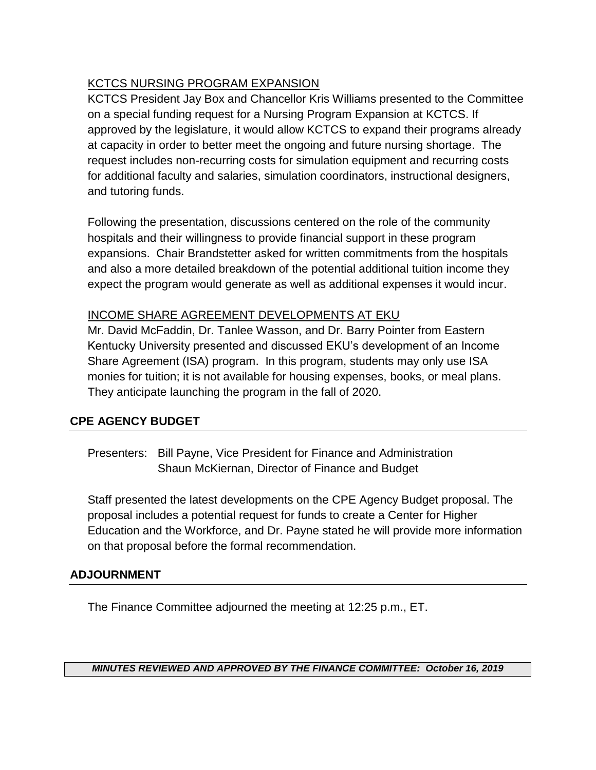KCTCS NURSING PROGRAM EXPANSION

KCTCS President Jay Box and Chancellor Kris Williams presented to the Committee on a special funding request for a Nursing Program Expansion at KCTCS. If approved by the legislature, it would allow KCTCS to expand their programs already at capacity in order to better meet the ongoing and future nursing shortage. The request includes non-recurring costs for simulation equipment and recurring costs for additional faculty and salaries, simulation coordinators, instructional designers, and tutoring funds.

Following the presentation, discussions centered on the role of the community hospitals and their willingness to provide financial support in these program expansions. Chair Brandstetter asked for written commitments from the hospitals and also a more detailed breakdown of the potential additional tuition income they expect the program would generate as well as additional expenses it would incur.

INCOME SHARE AGREEMENT DEVELOPMENTS AT EKU

Mr. David McFaddin, Dr. Tanlee Wasson, and Dr. Barry Pointer from Eastern Kentucky University presented and discussed EKU's development of an Income Share Agreement (ISA) program. In this program, students may only use ISA monies for tuition; it is not available for housing expenses, books, or meal plans. They anticipate launching the program in the fall of 2020.

## CPE AGENCY BUDGET

Presenters: Bill Payne, Vice President for Finance and Administration
Shaun McKiernan, Director of Finance and Budget

Staff presented the latest developments on the CPE Agency Budget proposal. The proposal includes a potential request for funds to create a Center for Higher Education and the Workforce, and Dr. Payne stated he will provide more information on that proposal before the formal recommendation.

## ADJOURNMENT

The Finance Committee adjourned the meeting at 12:25 p.m., ET.

***MINUTES REVIEWED AND APPROVED BY THE FINANCE COMMITTEE: October 16, 2019***